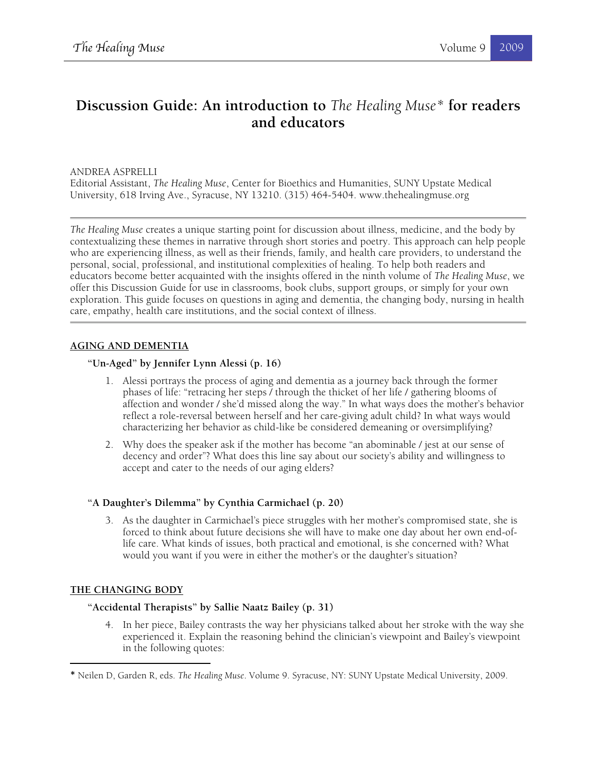# Discussion Guide: An introduction to *The Healing Muse** for readers and educators

ANDREA ASPRELLI
Editorial Assistant, *The Healing Muse*, Center for Bioethics and Humanities, SUNY Upstate Medical University, 618 Irving Ave., Syracuse, NY 13210. (315) 464-5404. www.thehealingmuse.org

---

*The Healing Muse* creates a unique starting point for discussion about illness, medicine, and the body by contextualizing these themes in narrative through short stories and poetry. This approach can help people who are experiencing illness, as well as their friends, family, and health care providers, to understand the personal, social, professional, and institutional complexities of healing. To help both readers and educators become better acquainted with the insights offered in the ninth volume of *The Healing Muse*, we offer this Discussion Guide for use in classrooms, book clubs, support groups, or simply for your own exploration. This guide focuses on questions in aging and dementia, the changing body, nursing in health care, empathy, health care institutions, and the social context of illness.

---

## AGING AND DEMENTIA

### "Un-Aged" by Jennifer Lynn Alessi (p. 16)

1. Alessi portrays the process of aging and dementia as a journey back through the former phases of life: "retracing her steps / through the thicket of her life / gathering blooms of affection and wonder / she'd missed along the way." In what ways does the mother's behavior reflect a role-reversal between herself and her care-giving adult child? In what ways would characterizing her behavior as child-like be considered demeaning or oversimplifying?

2. Why does the speaker ask if the mother has become "an abominable / jest at our sense of decency and order"? What does this line say about our society's ability and willingness to accept and cater to the needs of our aging elders?

### "A Daughter's Dilemma" by Cynthia Carmichael (p. 20)

3. As the daughter in Carmichael's piece struggles with her mother's compromised state, she is forced to think about future decisions she will have to make one day about her own end-of-life care. What kinds of issues, both practical and emotional, is she concerned with? What would you want if you were in either the mother's or the daughter's situation?

## THE CHANGING BODY

### "Accidental Therapists" by Sallie Naatz Bailey (p. 31)

4. In her piece, Bailey contrasts the way her physicians talked about her stroke with the way she experienced it. Explain the reasoning behind the clinician's viewpoint and Bailey's viewpoint in the following quotes:

---

* Neilen D, Garden R, eds. *The Healing Muse*. Volume 9. Syracuse, NY: SUNY Upstate Medical University, 2009.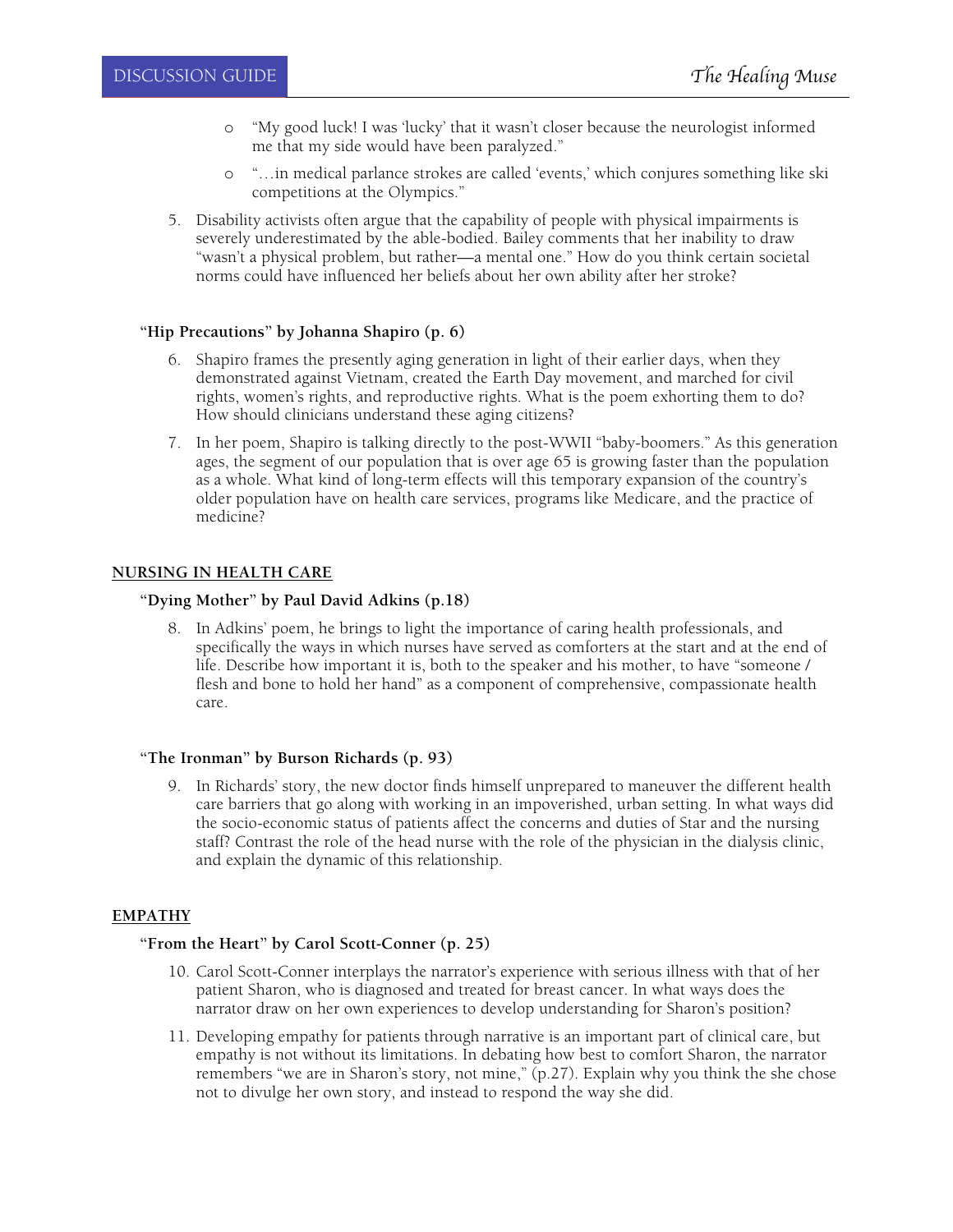- "My good luck! I was 'lucky' that it wasn't closer because the neurologist informed me that my side would have been paralyzed."
- "…in medical parlance strokes are called 'events,' which conjures something like ski competitions at the Olympics."

5. Disability activists often argue that the capability of people with physical impairments is severely underestimated by the able-bodied. Bailey comments that her inability to draw "wasn't a physical problem, but rather—a mental one." How do you think certain societal norms could have influenced her beliefs about her own ability after her stroke?

### "Hip Precautions" by Johanna Shapiro (p. 6)

6. Shapiro frames the presently aging generation in light of their earlier days, when they demonstrated against Vietnam, created the Earth Day movement, and marched for civil rights, women's rights, and reproductive rights. What is the poem exhorting them to do? How should clinicians understand these aging citizens?
7. In her poem, Shapiro is talking directly to the post-WWII "baby-boomers." As this generation ages, the segment of our population that is over age 65 is growing faster than the population as a whole. What kind of long-term effects will this temporary expansion of the country's older population have on health care services, programs like Medicare, and the practice of medicine?

## NURSING IN HEALTH CARE

### "Dying Mother" by Paul David Adkins (p.18)

8. In Adkins' poem, he brings to light the importance of caring health professionals, and specifically the ways in which nurses have served as comforters at the start and at the end of life. Describe how important it is, both to the speaker and his mother, to have "someone / flesh and bone to hold her hand" as a component of comprehensive, compassionate health care.

### "The Ironman" by Burson Richards (p. 93)

9. In Richards' story, the new doctor finds himself unprepared to maneuver the different health care barriers that go along with working in an impoverished, urban setting. In what ways did the socio-economic status of patients affect the concerns and duties of Star and the nursing staff? Contrast the role of the head nurse with the role of the physician in the dialysis clinic, and explain the dynamic of this relationship.

## EMPATHY

### "From the Heart" by Carol Scott-Conner (p. 25)

10. Carol Scott-Conner interplays the narrator's experience with serious illness with that of her patient Sharon, who is diagnosed and treated for breast cancer. In what ways does the narrator draw on her own experiences to develop understanding for Sharon's position?
11. Developing empathy for patients through narrative is an important part of clinical care, but empathy is not without its limitations. In debating how best to comfort Sharon, the narrator remembers "we are in Sharon's story, not mine," (p.27). Explain why you think the she chose not to divulge her own story, and instead to respond the way she did.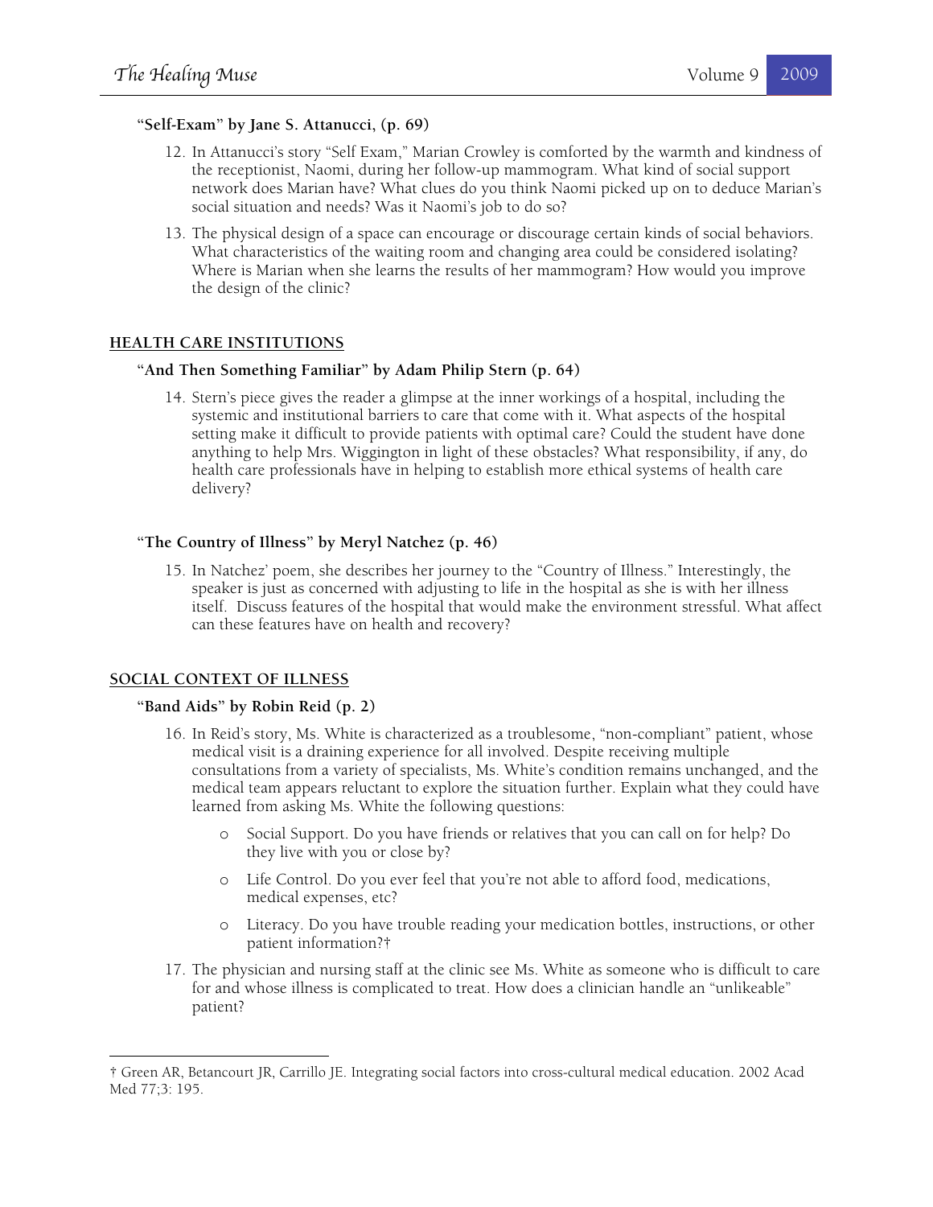### "Self-Exam" by Jane S. Attanucci, (p. 69)

12. In Attanucci's story "Self Exam," Marian Crowley is comforted by the warmth and kindness of the receptionist, Naomi, during her follow-up mammogram. What kind of social support network does Marian have? What clues do you think Naomi picked up on to deduce Marian's social situation and needs? Was it Naomi's job to do so?

13. The physical design of a space can encourage or discourage certain kinds of social behaviors. What characteristics of the waiting room and changing area could be considered isolating? Where is Marian when she learns the results of her mammogram? How would you improve the design of the clinic?

## HEALTH CARE INSTITUTIONS

### "And Then Something Familiar" by Adam Philip Stern (p. 64)

14. Stern's piece gives the reader a glimpse at the inner workings of a hospital, including the systemic and institutional barriers to care that come with it. What aspects of the hospital setting make it difficult to provide patients with optimal care? Could the student have done anything to help Mrs. Wiggington in light of these obstacles? What responsibility, if any, do health care professionals have in helping to establish more ethical systems of health care delivery?

### "The Country of Illness" by Meryl Natchez (p. 46)

15. In Natchez' poem, she describes her journey to the "Country of Illness." Interestingly, the speaker is just as concerned with adjusting to life in the hospital as she is with her illness itself. Discuss features of the hospital that would make the environment stressful. What affect can these features have on health and recovery?

## SOCIAL CONTEXT OF ILLNESS

### "Band Aids" by Robin Reid (p. 2)

16. In Reid's story, Ms. White is characterized as a troublesome, "non-compliant" patient, whose medical visit is a draining experience for all involved. Despite receiving multiple consultations from a variety of specialists, Ms. White's condition remains unchanged, and the medical team appears reluctant to explore the situation further. Explain what they could have learned from asking Ms. White the following questions:
    - Social Support. Do you have friends or relatives that you can call on for help? Do they live with you or close by?
    - Life Control. Do you ever feel that you're not able to afford food, medications, medical expenses, etc?
    - Literacy. Do you have trouble reading your medication bottles, instructions, or other patient information?†

17. The physician and nursing staff at the clinic see Ms. White as someone who is difficult to care for and whose illness is complicated to treat. How does a clinician handle an "unlikeable" patient?

---

† Green AR, Betancourt JR, Carrillo JE. Integrating social factors into cross-cultural medical education. 2002 Acad Med 77;3: 195.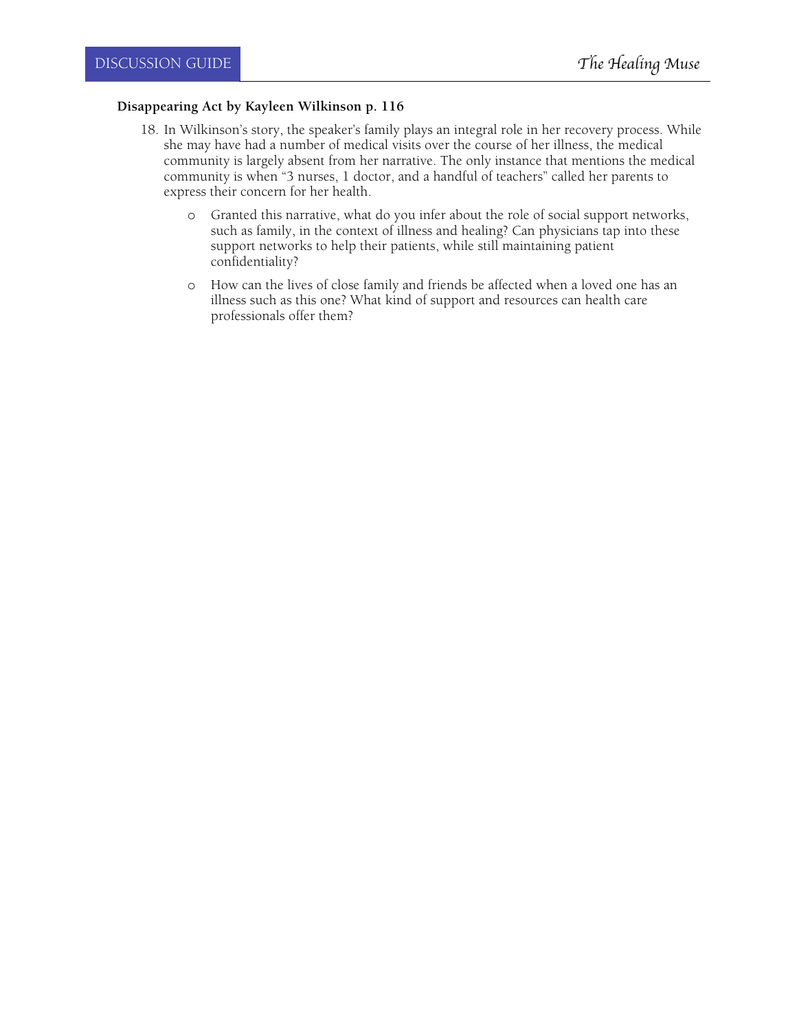**Disappearing Act by Kayleen Wilkinson p. 116**

18. In Wilkinson's story, the speaker's family plays an integral role in her recovery process. While she may have had a number of medical visits over the course of her illness, the medical community is largely absent from her narrative. The only instance that mentions the medical community is when "3 nurses, 1 doctor, and a handful of teachers" called her parents to express their concern for her health.
    - Granted this narrative, what do you infer about the role of social support networks, such as family, in the context of illness and healing? Can physicians tap into these support networks to help their patients, while still maintaining patient confidentiality?
    - How can the lives of close family and friends be affected when a loved one has an illness such as this one? What kind of support and resources can health care professionals offer them?